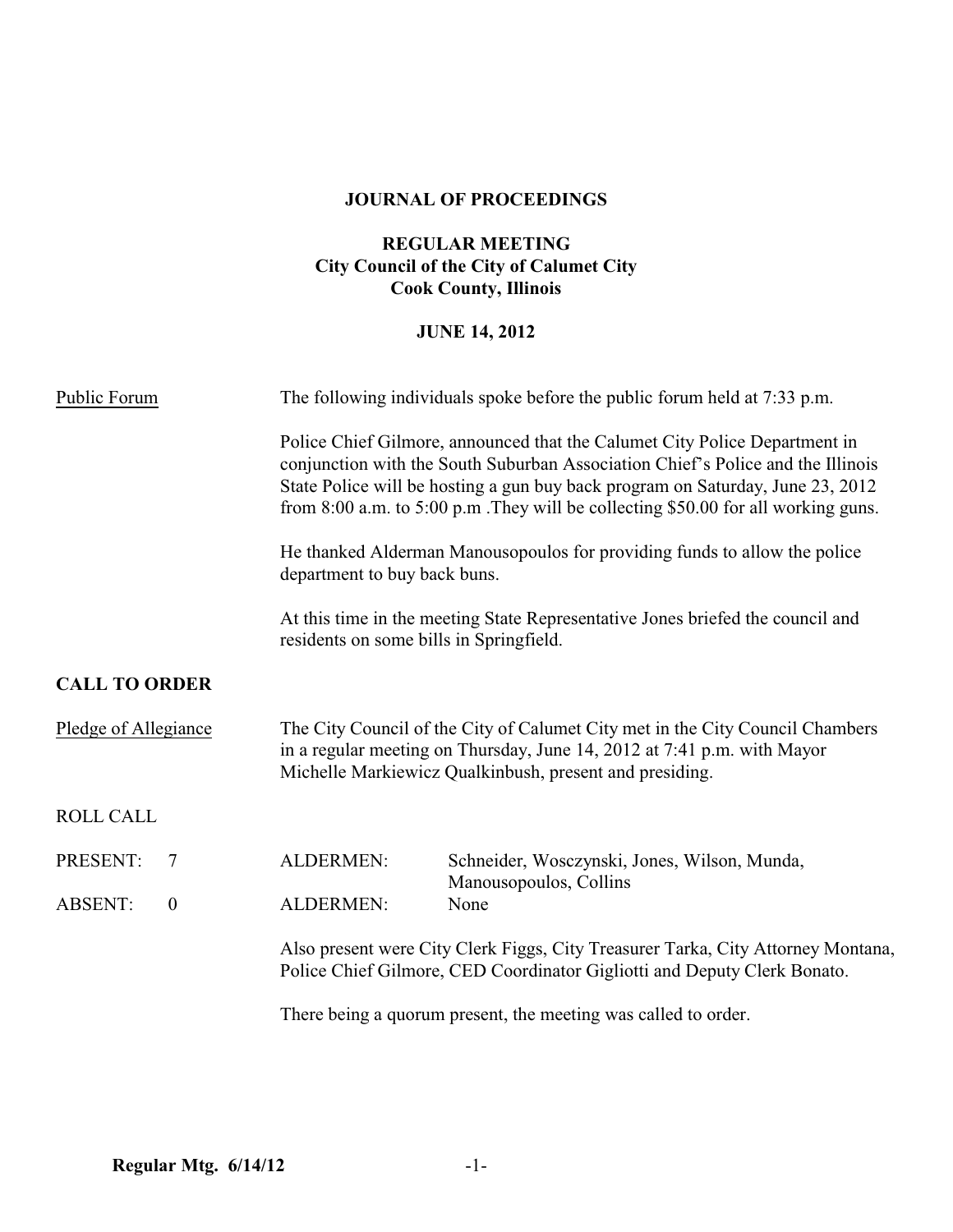**JOURNAL OF PROCEEDINGS**

**REGULAR MEETING**
**City Council of the City of Calumet City**
**Cook County, Illinois**

**JUNE 14, 2012**

Public Forum

The following individuals spoke before the public forum held at 7:33 p.m.

Police Chief Gilmore, announced that the Calumet City Police Department in conjunction with the South Suburban Association Chief's Police and the Illinois State Police will be hosting a gun buy back program on Saturday, June 23, 2012 from 8:00 a.m. to 5:00 p.m .They will be collecting $50.00 for all working guns.

He thanked Alderman Manousopoulos for providing funds to allow the police department to buy back buns.

At this time in the meeting State Representative Jones briefed the council and residents on some bills in Springfield.

**CALL TO ORDER**

Pledge of Allegiance

The City Council of the City of Calumet City met in the City Council Chambers in a regular meeting on Thursday, June 14, 2012 at 7:41 p.m. with Mayor Michelle Markiewicz Qualkinbush, present and presiding.

ROLL CALL

| | | | |
|---|---|---|---|
| PRESENT: | 7 | ALDERMEN: | Schneider, Wosczynski, Jones, Wilson, Munda, Manousopoulos, Collins |
| ABSENT: | 0 | ALDERMEN: | None |

Also present were City Clerk Figgs, City Treasurer Tarka, City Attorney Montana, Police Chief Gilmore, CED Coordinator Gigliotti and Deputy Clerk Bonato.

There being a quorum present, the meeting was called to order.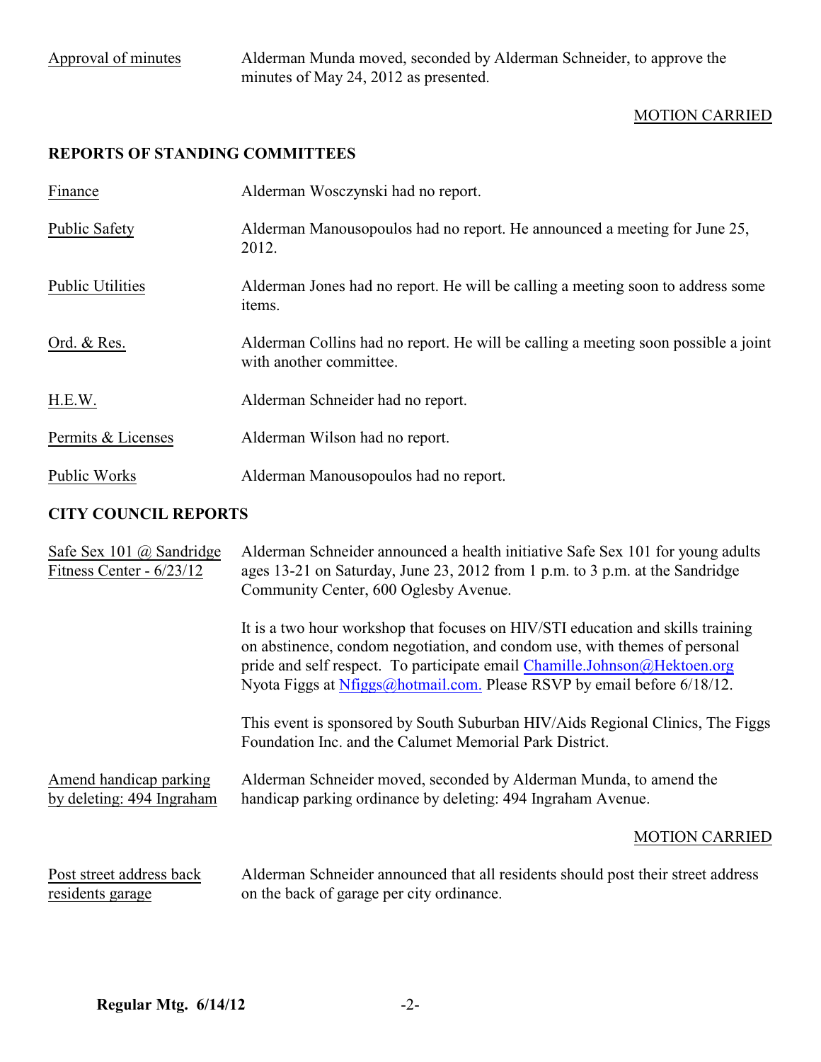Approval of minutes — Alderman Munda moved, seconded by Alderman Schneider, to approve the minutes of May 24, 2012 as presented.

MOTION CARRIED

## REPORTS OF STANDING COMMITTEES

Finance — Alderman Wosczynski had no report.

Public Safety — Alderman Manousopoulos had no report. He announced a meeting for June 25, 2012.

Public Utilities — Alderman Jones had no report. He will be calling a meeting soon to address some items.

Ord. & Res. — Alderman Collins had no report. He will be calling a meeting soon possible a joint with another committee.

H.E.W. — Alderman Schneider had no report.

Permits & Licenses — Alderman Wilson had no report.

Public Works — Alderman Manousopoulos had no report.

## CITY COUNCIL REPORTS

Safe Sex 101 @ Sandridge Fitness Center - 6/23/12 — Alderman Schneider announced a health initiative Safe Sex 101 for young adults ages 13-21 on Saturday, June 23, 2012 from 1 p.m. to 3 p.m. at the Sandridge Community Center, 600 Oglesby Avenue.

It is a two hour workshop that focuses on HIV/STI education and skills training on abstinence, condom negotiation, and condom use, with themes of personal pride and self respect. To participate email Chamille.Johnson@Hektoen.org Nyota Figgs at Nfiggs@hotmail.com. Please RSVP by email before 6/18/12.

This event is sponsored by South Suburban HIV/Aids Regional Clinics, The Figgs Foundation Inc. and the Calumet Memorial Park District.

Amend handicap parking by deleting: 494 Ingraham — Alderman Schneider moved, seconded by Alderman Munda, to amend the handicap parking ordinance by deleting: 494 Ingraham Avenue.

MOTION CARRIED

Post street address back residents garage — Alderman Schneider announced that all residents should post their street address on the back of garage per city ordinance.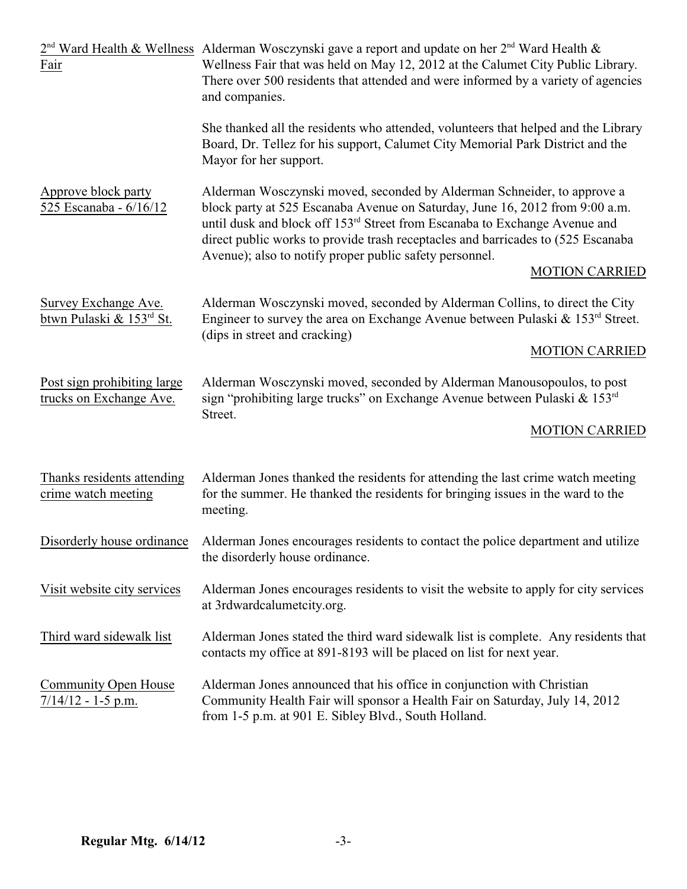| | |
|---|---|
| 2nd Ward Health & Wellness Fair | Alderman Wosczynski gave a report and update on her 2nd Ward Health & Wellness Fair that was held on May 12, 2012 at the Calumet City Public Library. There over 500 residents that attended and were informed by a variety of agencies and companies.<br><br>She thanked all the residents who attended, volunteers that helped and the Library Board, Dr. Tellez for his support, Calumet City Memorial Park District and the Mayor for her support. |
| Approve block party 525 Escanaba - 6/16/12 | Alderman Wosczynski moved, seconded by Alderman Schneider, to approve a block party at 525 Escanaba Avenue on Saturday, June 16, 2012 from 9:00 a.m. until dusk and block off 153rd Street from Escanaba to Exchange Avenue and direct public works to provide trash receptacles and barricades to (525 Escanaba Avenue); also to notify proper public safety personnel.<br><br>MOTION CARRIED |
| Survey Exchange Ave. btwn Pulaski & 153rd St. | Alderman Wosczynski moved, seconded by Alderman Collins, to direct the City Engineer to survey the area on Exchange Avenue between Pulaski & 153rd Street. (dips in street and cracking)<br><br>MOTION CARRIED |
| Post sign prohibiting large trucks on Exchange Ave. | Alderman Wosczynski moved, seconded by Alderman Manousopoulos, to post sign "prohibiting large trucks" on Exchange Avenue between Pulaski & 153rd Street.<br><br>MOTION CARRIED |
| Thanks residents attending crime watch meeting | Alderman Jones thanked the residents for attending the last crime watch meeting for the summer. He thanked the residents for bringing issues in the ward to the meeting. |
| Disorderly house ordinance | Alderman Jones encourages residents to contact the police department and utilize the disorderly house ordinance. |
| Visit website city services | Alderman Jones encourages residents to visit the website to apply for city services at 3rdwardcalumetcity.org. |
| Third ward sidewalk list | Alderman Jones stated the third ward sidewalk list is complete. Any residents that contacts my office at 891-8193 will be placed on list for next year. |
| Community Open House 7/14/12 - 1-5 p.m. | Alderman Jones announced that his office in conjunction with Christian Community Health Fair will sponsor a Health Fair on Saturday, July 14, 2012 from 1-5 p.m. at 901 E. Sibley Blvd., South Holland. |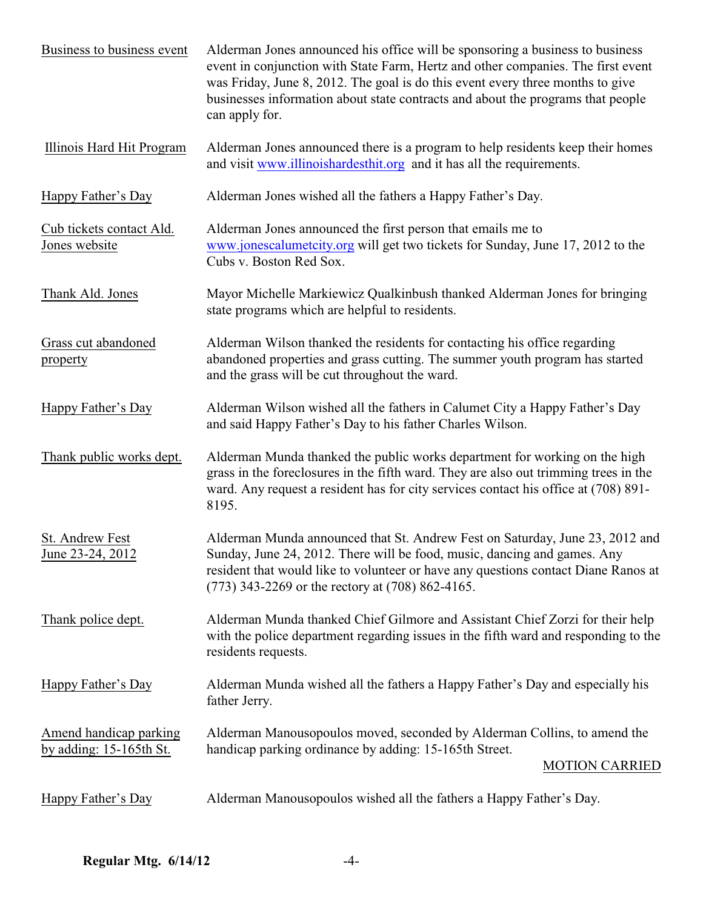| | |
|---|---|
| Business to business event | Alderman Jones announced his office will be sponsoring a business to business event in conjunction with State Farm, Hertz and other companies. The first event was Friday, June 8, 2012. The goal is do this event every three months to give businesses information about state contracts and about the programs that people can apply for. |
| Illinois Hard Hit Program | Alderman Jones announced there is a program to help residents keep their homes and visit www.illinoishardesthit.org and it has all the requirements. |
| Happy Father's Day | Alderman Jones wished all the fathers a Happy Father's Day. |
| Cub tickets contact Ald. Jones website | Alderman Jones announced the first person that emails me to www.jonescalumetcity.org will get two tickets for Sunday, June 17, 2012 to the Cubs v. Boston Red Sox. |
| Thank Ald. Jones | Mayor Michelle Markiewicz Qualkinbush thanked Alderman Jones for bringing state programs which are helpful to residents. |
| Grass cut abandoned property | Alderman Wilson thanked the residents for contacting his office regarding abandoned properties and grass cutting. The summer youth program has started and the grass will be cut throughout the ward. |
| Happy Father's Day | Alderman Wilson wished all the fathers in Calumet City a Happy Father's Day and said Happy Father's Day to his father Charles Wilson. |
| Thank public works dept. | Alderman Munda thanked the public works department for working on the high grass in the foreclosures in the fifth ward. They are also out trimming trees in the ward. Any request a resident has for city services contact his office at (708) 891-8195. |
| St. Andrew Fest June 23-24, 2012 | Alderman Munda announced that St. Andrew Fest on Saturday, June 23, 2012 and Sunday, June 24, 2012. There will be food, music, dancing and games. Any resident that would like to volunteer or have any questions contact Diane Ranos at (773) 343-2269 or the rectory at (708) 862-4165. |
| Thank police dept. | Alderman Munda thanked Chief Gilmore and Assistant Chief Zorzi for their help with the police department regarding issues in the fifth ward and responding to the residents requests. |
| Happy Father's Day | Alderman Munda wished all the fathers a Happy Father's Day and especially his father Jerry. |
| Amend handicap parking by adding: 15-165th St. | Alderman Manousopoulos moved, seconded by Alderman Collins, to amend the handicap parking ordinance by adding: 15-165th Street. MOTION CARRIED |
| Happy Father's Day | Alderman Manousopoulos wished all the fathers a Happy Father's Day. |

**Regular Mtg. 6/14/12**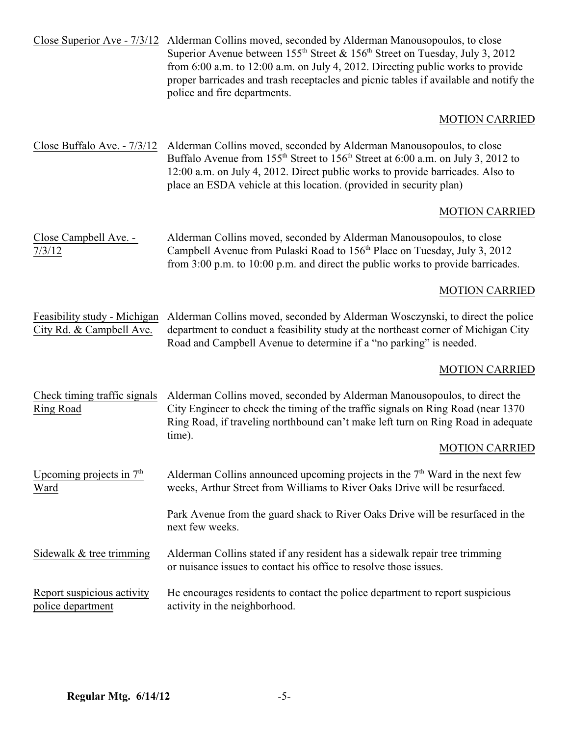<u>Close Superior Ave - 7/3/12</u> Alderman Collins moved, seconded by Alderman Manousopoulos, to close Superior Avenue between 155th Street & 156th Street on Tuesday, July 3, 2012 from 6:00 a.m. to 12:00 a.m. on July 4, 2012. Directing public works to provide proper barricades and trash receptacles and picnic tables if available and notify the police and fire departments.

<u>MOTION CARRIED</u>

<u>Close Buffalo Ave. - 7/3/12</u> Alderman Collins moved, seconded by Alderman Manousopoulos, to close Buffalo Avenue from 155th Street to 156th Street at 6:00 a.m. on July 3, 2012 to 12:00 a.m. on July 4, 2012. Direct public works to provide barricades. Also to place an ESDA vehicle at this location. (provided in security plan)

<u>MOTION CARRIED</u>

<u>Close Campbell Ave. - 7/3/12</u> Alderman Collins moved, seconded by Alderman Manousopoulos, to close Campbell Avenue from Pulaski Road to 156th Place on Tuesday, July 3, 2012 from 3:00 p.m. to 10:00 p.m. and direct the public works to provide barricades.

<u>MOTION CARRIED</u>

<u>Feasibility study - Michigan City Rd. & Campbell Ave.</u> Alderman Collins moved, seconded by Alderman Wosczynski, to direct the police department to conduct a feasibility study at the northeast corner of Michigan City Road and Campbell Avenue to determine if a "no parking" is needed.

<u>MOTION CARRIED</u>

<u>Check timing traffic signals Ring Road</u> Alderman Collins moved, seconded by Alderman Manousopoulos, to direct the City Engineer to check the timing of the traffic signals on Ring Road (near 1370 Ring Road, if traveling northbound can't make left turn on Ring Road in adequate time).

<u>MOTION CARRIED</u>

<u>Upcoming projects in 7th Ward</u> Alderman Collins announced upcoming projects in the 7th Ward in the next few weeks, Arthur Street from Williams to River Oaks Drive will be resurfaced.

Park Avenue from the guard shack to River Oaks Drive will be resurfaced in the next few weeks.

<u>Sidewalk & tree trimming</u> Alderman Collins stated if any resident has a sidewalk repair tree trimming or nuisance issues to contact his office to resolve those issues.

<u>Report suspicious activity police department</u> He encourages residents to contact the police department to report suspicious activity in the neighborhood.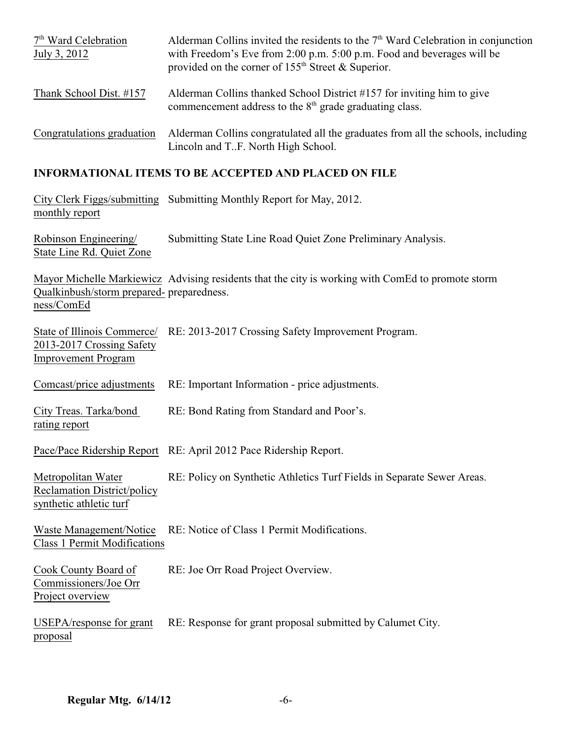<u>7th Ward Celebration July 3, 2012</u> — Alderman Collins invited the residents to the 7th Ward Celebration in conjunction with Freedom's Eve from 2:00 p.m. 5:00 p.m. Food and beverages will be provided on the corner of 155th Street & Superior.

<u>Thank School Dist. #157</u> — Alderman Collins thanked School District #157 for inviting him to give commencement address to the 8th grade graduating class.

<u>Congratulations graduation</u> — Alderman Collins congratulated all the graduates from all the schools, including Lincoln and T..F. North High School.

## INFORMATIONAL ITEMS TO BE ACCEPTED AND PLACED ON FILE

<u>City Clerk Figgs/submitting monthly report</u> — Submitting Monthly Report for May, 2012.

<u>Robinson Engineering/ State Line Rd. Quiet Zone</u> — Submitting State Line Road Quiet Zone Preliminary Analysis.

<u>Mayor Michelle Markiewicz Qualkinbush/storm preparedness/ComEd</u> — Advising residents that the city is working with ComEd to promote storm preparedness.

<u>State of Illinois Commerce/ 2013-2017 Crossing Safety Improvement Program</u> — RE: 2013-2017 Crossing Safety Improvement Program.

<u>Comcast/price adjustments</u> — RE: Important Information - price adjustments.

<u>City Treas. Tarka/bond rating report</u> — RE: Bond Rating from Standard and Poor's.

<u>Pace/Pace Ridership Report</u> — RE: April 2012 Pace Ridership Report.

<u>Metropolitan Water Reclamation District/policy synthetic athletic turf</u> — RE: Policy on Synthetic Athletics Turf Fields in Separate Sewer Areas.

<u>Waste Management/Notice Class 1 Permit Modifications</u> — RE: Notice of Class 1 Permit Modifications.

<u>Cook County Board of Commissioners/Joe Orr Project overview</u> — RE: Joe Orr Road Project Overview.

<u>USEPA/response for grant proposal</u> — RE: Response for grant proposal submitted by Calumet City.

**Regular Mtg. 6/14/12**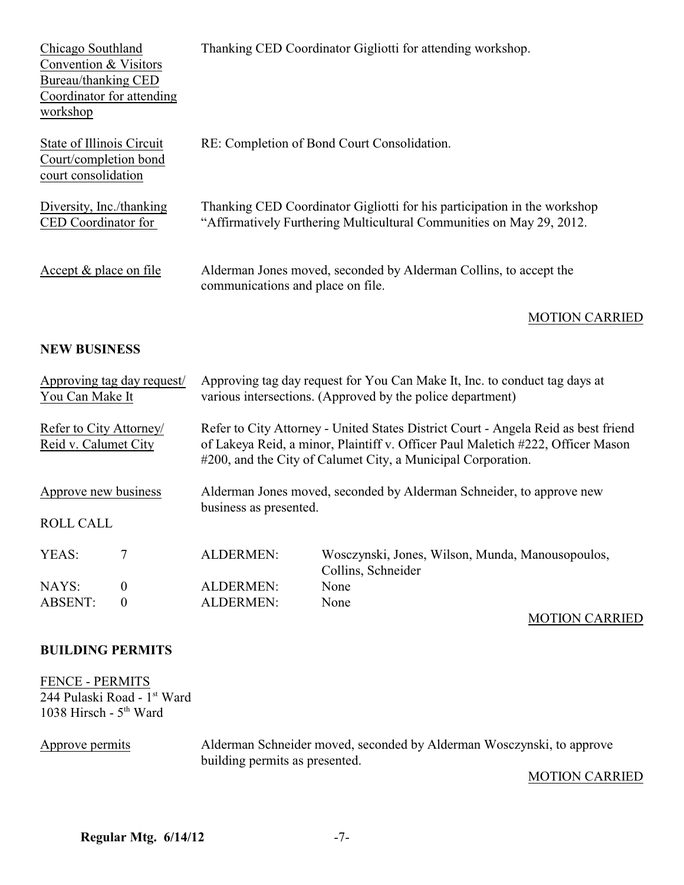Chicago Southland Convention & Visitors Bureau/thanking CED Coordinator for attending workshop — Thanking CED Coordinator Gigliotti for attending workshop.

State of Illinois Circuit Court/completion bond court consolidation — RE: Completion of Bond Court Consolidation.

Diversity, Inc./thanking CED Coordinator for — Thanking CED Coordinator Gigliotti for his participation in the workshop "Affirmatively Furthering Multicultural Communities on May 29, 2012.

Accept & place on file — Alderman Jones moved, seconded by Alderman Collins, to accept the communications and place on file.

MOTION CARRIED

## NEW BUSINESS

Approving tag day request/ You Can Make It — Approving tag day request for You Can Make It, Inc. to conduct tag days at various intersections. (Approved by the police department)

Refer to City Attorney/ Reid v. Calumet City — Refer to City Attorney - United States District Court - Angela Reid as best friend of Lakeya Reid, a minor, Plaintiff v. Officer Paul Maletich #222, Officer Mason #200, and the City of Calumet City, a Municipal Corporation.

Approve new business — Alderman Jones moved, seconded by Alderman Schneider, to approve new business as presented.

ROLL CALL

| | | | |
|---|---|---|---|
| YEAS: | 7 | ALDERMEN: | Wosczynski, Jones, Wilson, Munda, Manousopoulos, Collins, Schneider |
| NAYS: | 0 | ALDERMEN: | None |
| ABSENT: | 0 | ALDERMEN: | None |

MOTION CARRIED

## BUILDING PERMITS

FENCE - PERMITS
244 Pulaski Road - 1st Ward
1038 Hirsch - 5th Ward

Approve permits — Alderman Schneider moved, seconded by Alderman Wosczynski, to approve building permits as presented.

MOTION CARRIED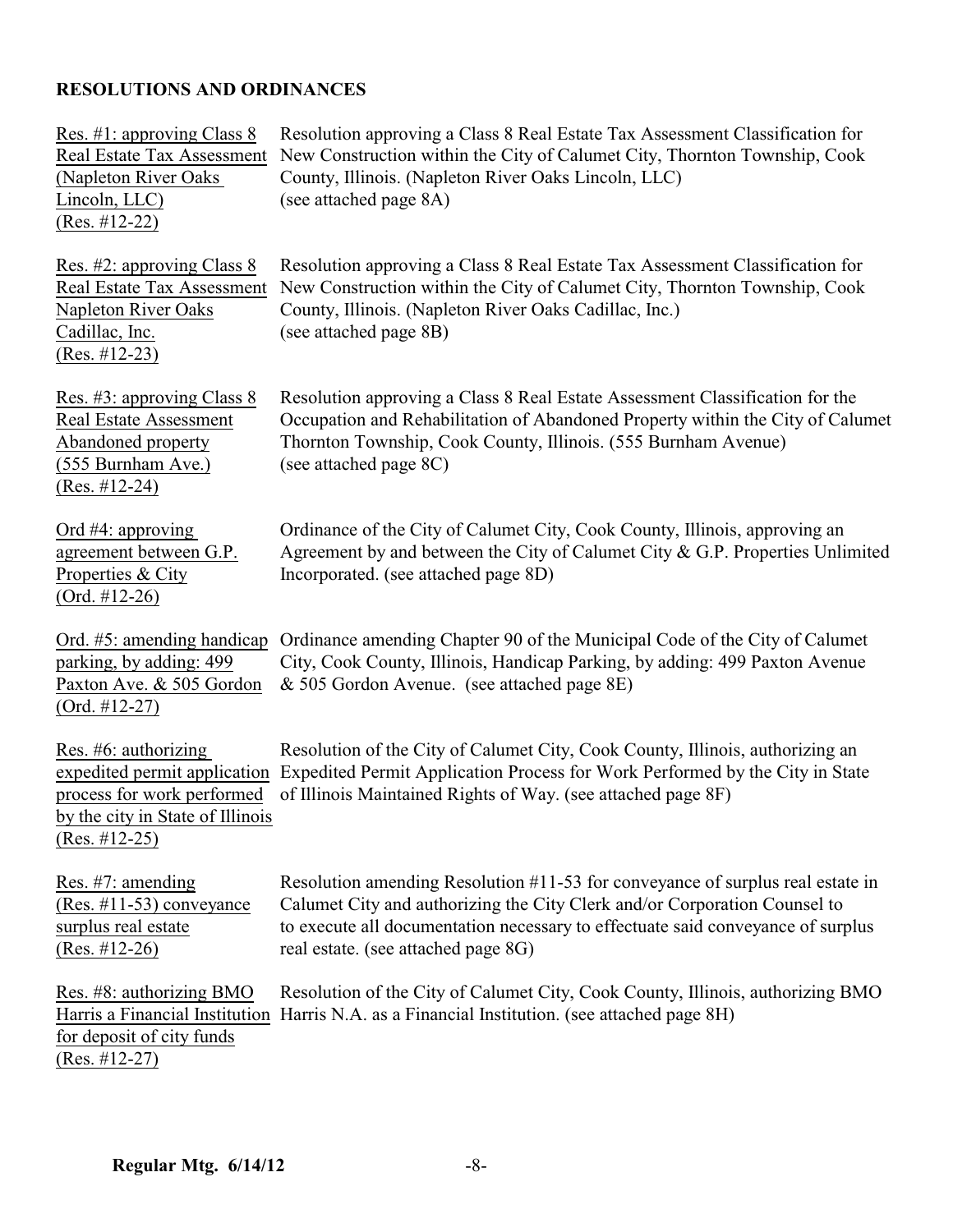## RESOLUTIONS AND ORDINANCES

| | |
|---|---|
| Res. #1: approving Class 8 Real Estate Tax Assessment (Napleton River Oaks Lincoln, LLC) (Res. #12-22) | Resolution approving a Class 8 Real Estate Tax Assessment Classification for New Construction within the City of Calumet City, Thornton Township, Cook County, Illinois. (Napleton River Oaks Lincoln, LLC) (see attached page 8A) |
| Res. #2: approving Class 8 Real Estate Tax Assessment Napleton River Oaks Cadillac, Inc. (Res. #12-23) | Resolution approving a Class 8 Real Estate Tax Assessment Classification for New Construction within the City of Calumet City, Thornton Township, Cook County, Illinois. (Napleton River Oaks Cadillac, Inc.) (see attached page 8B) |
| Res. #3: approving Class 8 Real Estate Assessment Abandoned property (555 Burnham Ave.) (Res. #12-24) | Resolution approving a Class 8 Real Estate Assessment Classification for the Occupation and Rehabilitation of Abandoned Property within the City of Calumet Thornton Township, Cook County, Illinois. (555 Burnham Avenue) (see attached page 8C) |
| Ord #4: approving agreement between G.P. Properties & City (Ord. #12-26) | Ordinance of the City of Calumet City, Cook County, Illinois, approving an Agreement by and between the City of Calumet City & G.P. Properties Unlimited Incorporated. (see attached page 8D) |
| Ord. #5: amending handicap parking, by adding: 499 Paxton Ave. & 505 Gordon (Ord. #12-27) | Ordinance amending Chapter 90 of the Municipal Code of the City of Calumet City, Cook County, Illinois, Handicap Parking, by adding: 499 Paxton Avenue & 505 Gordon Avenue. (see attached page 8E) |
| Res. #6: authorizing expedited permit application process for work performed by the city in State of Illinois (Res. #12-25) | Resolution of the City of Calumet City, Cook County, Illinois, authorizing an Expedited Permit Application Process for Work Performed by the City in State of Illinois Maintained Rights of Way. (see attached page 8F) |
| Res. #7: amending (Res. #11-53) conveyance surplus real estate (Res. #12-26) | Resolution amending Resolution #11-53 for conveyance of surplus real estate in Calumet City and authorizing the City Clerk and/or Corporation Counsel to to execute all documentation necessary to effectuate said conveyance of surplus real estate. (see attached page 8G) |
| Res. #8: authorizing BMO Harris a Financial Institution for deposit of city funds (Res. #12-27) | Resolution of the City of Calumet City, Cook County, Illinois, authorizing BMO Harris N.A. as a Financial Institution. (see attached page 8H) |

**Regular Mtg. 6/14/12**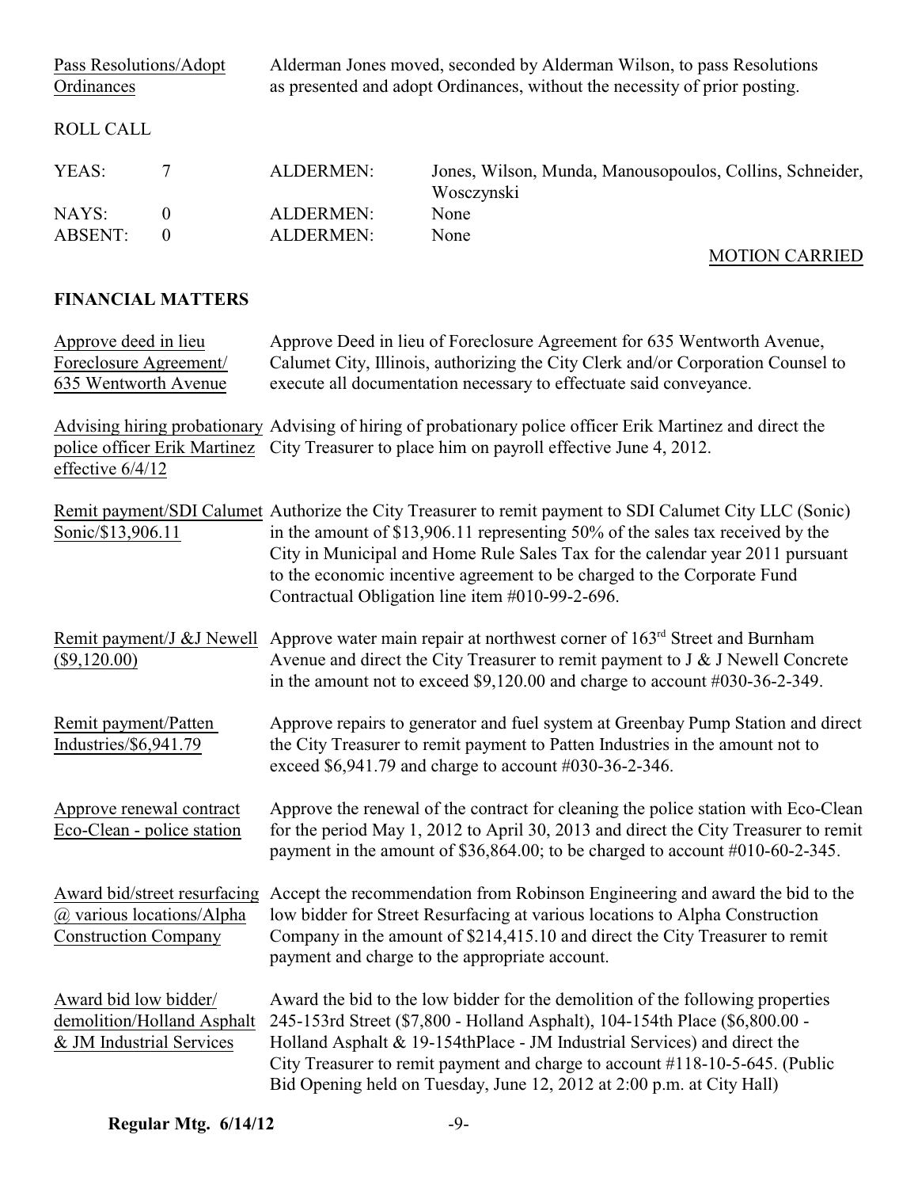Pass Resolutions/Adopt Ordinances — Alderman Jones moved, seconded by Alderman Wilson, to pass Resolutions as presented and adopt Ordinances, without the necessity of prior posting.

ROLL CALL

| | | | |
|---|---|---|---|
| YEAS: | 7 | ALDERMEN: | Jones, Wilson, Munda, Manousopoulos, Collins, Schneider, Wosczynski |
| NAYS: | 0 | ALDERMEN: | None |
| ABSENT: | 0 | ALDERMEN: | None |

MOTION CARRIED

## FINANCIAL MATTERS

**Approve deed in lieu Foreclosure Agreement/ 635 Wentworth Avenue** — Approve Deed in lieu of Foreclosure Agreement for 635 Wentworth Avenue, Calumet City, Illinois, authorizing the City Clerk and/or Corporation Counsel to execute all documentation necessary to effectuate said conveyance.

**Advising hiring probationary police officer Erik Martinez effective 6/4/12** — Advising of hiring of probationary police officer Erik Martinez and direct the City Treasurer to place him on payroll effective June 4, 2012.

**Remit payment/SDI Calumet Sonic/$13,906.11** — Authorize the City Treasurer to remit payment to SDI Calumet City LLC (Sonic) in the amount of $13,906.11 representing 50% of the sales tax received by the City in Municipal and Home Rule Sales Tax for the calendar year 2011 pursuant to the economic incentive agreement to be charged to the Corporate Fund Contractual Obligation line item #010-99-2-696.

**Remit payment/J &J Newell ($9,120.00)** — Approve water main repair at northwest corner of 163rd Street and Burnham Avenue and direct the City Treasurer to remit payment to J & J Newell Concrete in the amount not to exceed $9,120.00 and charge to account #030-36-2-349.

**Remit payment/Patten Industries/$6,941.79** — Approve repairs to generator and fuel system at Greenbay Pump Station and direct the City Treasurer to remit payment to Patten Industries in the amount not to exceed $6,941.79 and charge to account #030-36-2-346.

**Approve renewal contract Eco-Clean - police station** — Approve the renewal of the contract for cleaning the police station with Eco-Clean for the period May 1, 2012 to April 30, 2013 and direct the City Treasurer to remit payment in the amount of $36,864.00; to be charged to account #010-60-2-345.

**Award bid/street resurfacing @ various locations/Alpha Construction Company** — Accept the recommendation from Robinson Engineering and award the bid to the low bidder for Street Resurfacing at various locations to Alpha Construction Company in the amount of $214,415.10 and direct the City Treasurer to remit payment and charge to the appropriate account.

**Award bid low bidder/ demolition/Holland Asphalt & JM Industrial Services** — Award the bid to the low bidder for the demolition of the following properties 245-153rd Street ($7,800 - Holland Asphalt), 104-154th Place ($6,800.00 - Holland Asphalt & 19-154thPlace - JM Industrial Services) and direct the City Treasurer to remit payment and charge to account #118-10-5-645. (Public Bid Opening held on Tuesday, June 12, 2012 at 2:00 p.m. at City Hall)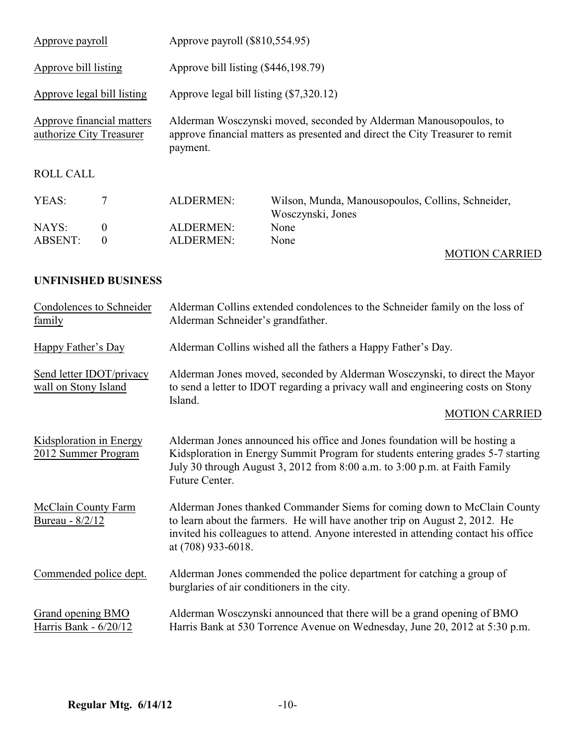| | |
|---|---|
| Approve payroll | Approve payroll ($810,554.95) |
| Approve bill listing | Approve bill listing ($446,198.79) |
| Approve legal bill listing | Approve legal bill listing ($7,320.12) |
| Approve financial matters authorize City Treasurer | Alderman Wosczynski moved, seconded by Alderman Manousopoulos, to approve financial matters as presented and direct the City Treasurer to remit payment. |

ROLL CALL

| | | | |
|---|---|---|---|
| YEAS: | 7 | ALDERMEN: | Wilson, Munda, Manousopoulos, Collins, Schneider, Wosczynski, Jones |
| NAYS: | 0 | ALDERMEN: | None |
| ABSENT: | 0 | ALDERMEN: | None |

MOTION CARRIED

**UNFINISHED BUSINESS**

| | |
|---|---|
| Condolences to Schneider family | Alderman Collins extended condolences to the Schneider family on the loss of Alderman Schneider's grandfather. |
| Happy Father's Day | Alderman Collins wished all the fathers a Happy Father's Day. |
| Send letter IDOT/privacy wall on Stony Island | Alderman Jones moved, seconded by Alderman Wosczynski, to direct the Mayor to send a letter to IDOT regarding a privacy wall and engineering costs on Stony Island. MOTION CARRIED |
| Kidsploration in Energy 2012 Summer Program | Alderman Jones announced his office and Jones foundation will be hosting a Kidsploration in Energy Summit Program for students entering grades 5-7 starting July 30 through August 3, 2012 from 8:00 a.m. to 3:00 p.m. at Faith Family Future Center. |
| McClain County Farm Bureau - 8/2/12 | Alderman Jones thanked Commander Siems for coming down to McClain County to learn about the farmers. He will have another trip on August 2, 2012. He invited his colleagues to attend. Anyone interested in attending contact his office at (708) 933-6018. |
| Commended police dept. | Alderman Jones commended the police department for catching a group of burglaries of air conditioners in the city. |
| Grand opening BMO Harris Bank - 6/20/12 | Alderman Wosczynski announced that there will be a grand opening of BMO Harris Bank at 530 Torrence Avenue on Wednesday, June 20, 2012 at 5:30 p.m. |

**Regular Mtg. 6/14/12**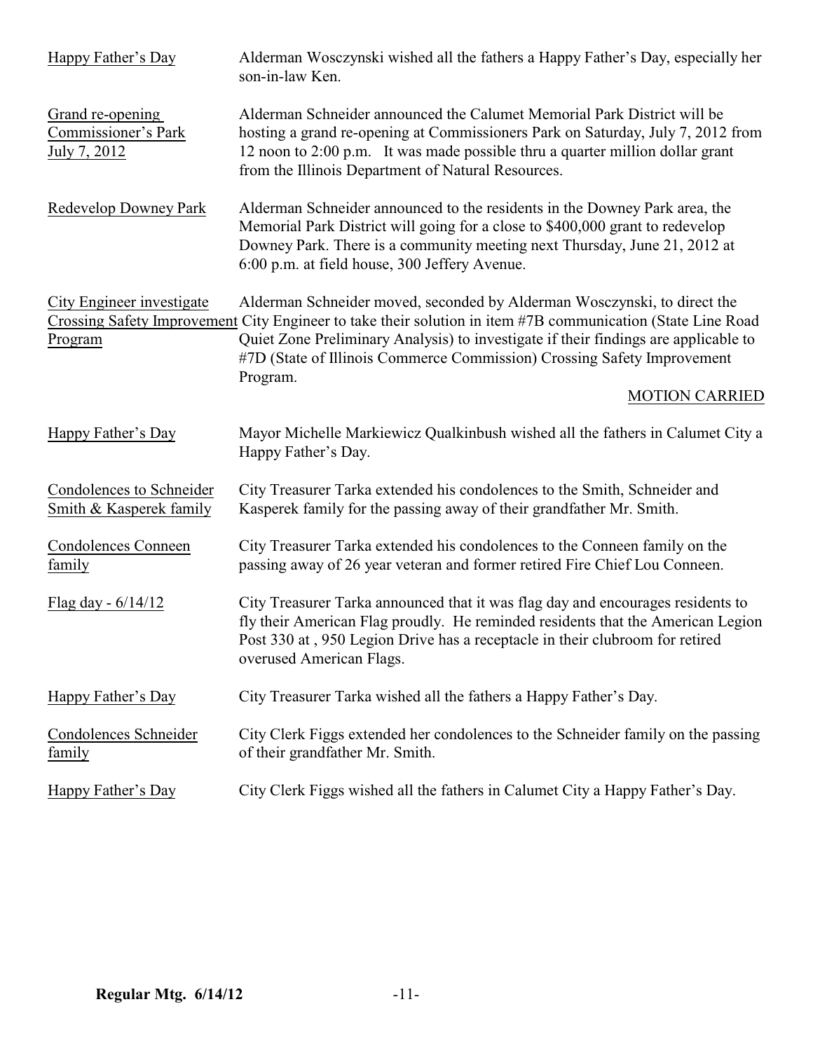| | |
|---|---|
| Happy Father's Day | Alderman Wosczynski wished all the fathers a Happy Father's Day, especially her son-in-law Ken. |
| Grand re-opening Commissioner's Park July 7, 2012 | Alderman Schneider announced the Calumet Memorial Park District will be hosting a grand re-opening at Commissioners Park on Saturday, July 7, 2012 from 12 noon to 2:00 p.m. It was made possible thru a quarter million dollar grant from the Illinois Department of Natural Resources. |
| Redevelop Downey Park | Alderman Schneider announced to the residents in the Downey Park area, the Memorial Park District will going for a close to $400,000 grant to redevelop Downey Park. There is a community meeting next Thursday, June 21, 2012 at 6:00 p.m. at field house, 300 Jeffery Avenue. |
| City Engineer investigate Crossing Safety Improvement Program | Alderman Schneider moved, seconded by Alderman Wosczynski, to direct the City Engineer to take their solution in item #7B communication (State Line Road Quiet Zone Preliminary Analysis) to investigate if their findings are applicable to #7D (State of Illinois Commerce Commission) Crossing Safety Improvement Program. MOTION CARRIED |
| Happy Father's Day | Mayor Michelle Markiewicz Qualkinbush wished all the fathers in Calumet City a Happy Father's Day. |
| Condolences to Schneider Smith & Kasperek family | City Treasurer Tarka extended his condolences to the Smith, Schneider and Kasperek family for the passing away of their grandfather Mr. Smith. |
| Condolences Conneen family | City Treasurer Tarka extended his condolences to the Conneen family on the passing away of 26 year veteran and former retired Fire Chief Lou Conneen. |
| Flag day - 6/14/12 | City Treasurer Tarka announced that it was flag day and encourages residents to fly their American Flag proudly. He reminded residents that the American Legion Post 330 at , 950 Legion Drive has a receptacle in their clubroom for retired overused American Flags. |
| Happy Father's Day | City Treasurer Tarka wished all the fathers a Happy Father's Day. |
| Condolences Schneider family | City Clerk Figgs extended her condolences to the Schneider family on the passing of their grandfather Mr. Smith. |
| Happy Father's Day | City Clerk Figgs wished all the fathers in Calumet City a Happy Father's Day. |

**Regular Mtg. 6/14/12**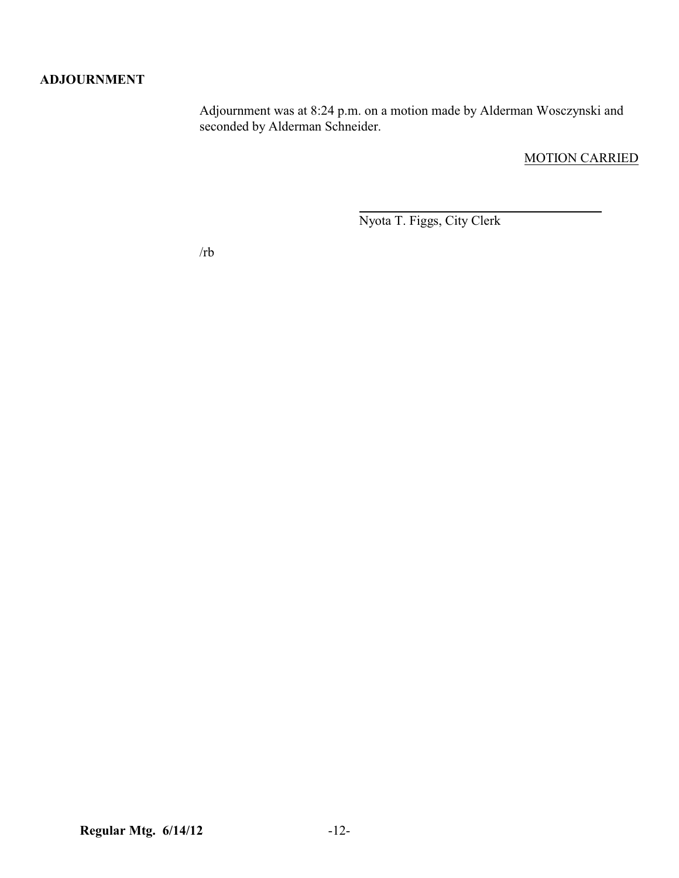**ADJOURNMENT**

Adjournment was at 8:24 p.m. on a motion made by Alderman Wosczynski and seconded by Alderman Schneider.

MOTION CARRIED

Nyota T. Figgs, City Clerk

/rb